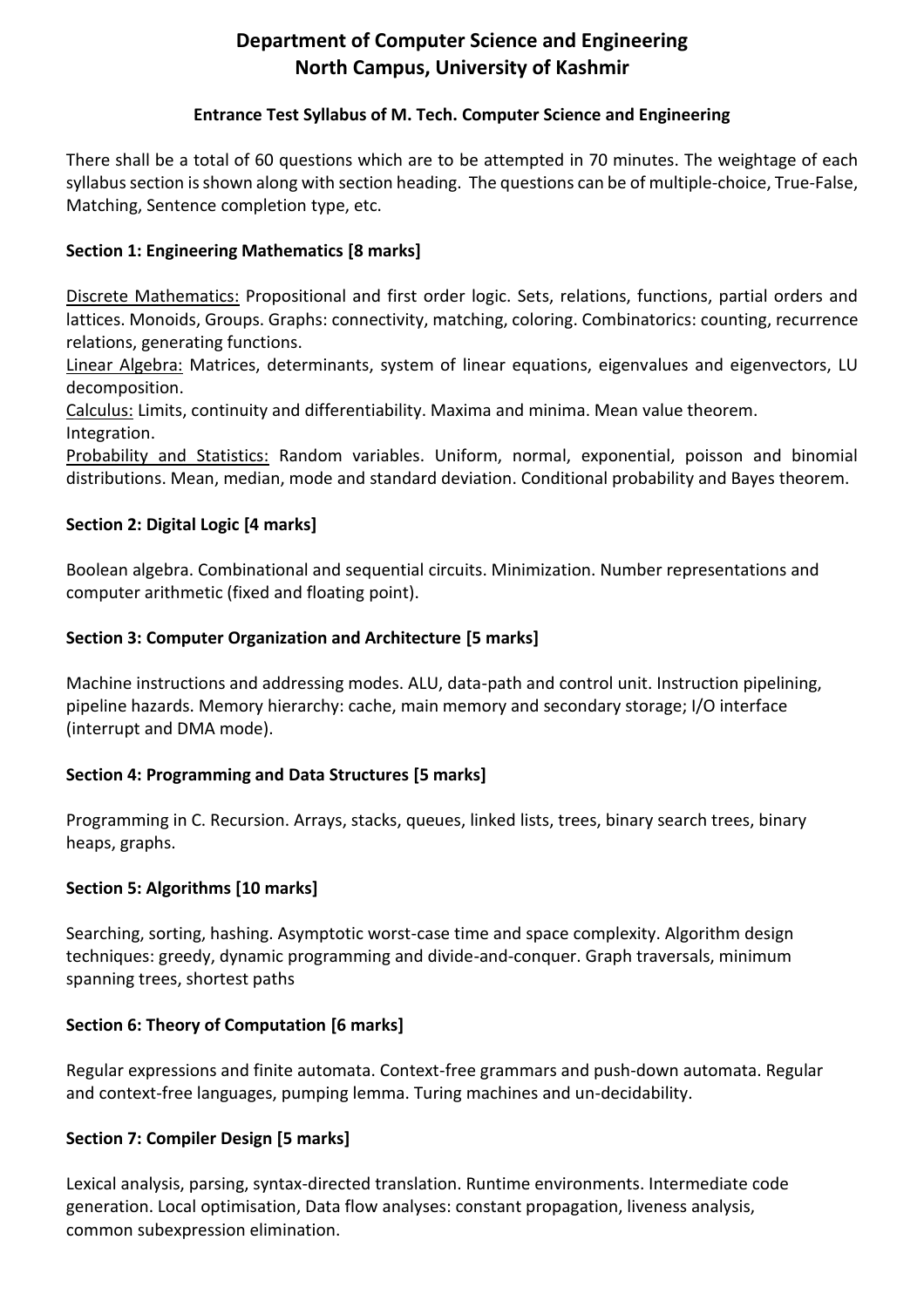# Department of Computer Science and Engineering
# North Campus, University of Kashmir

### Entrance Test Syllabus of M. Tech. Computer Science and Engineering

There shall be a total of 60 questions which are to be attempted in 70 minutes. The weightage of each syllabus section is shown along with section heading. The questions can be of multiple-choice, True-False, Matching, Sentence completion type, etc.

### Section 1: Engineering Mathematics [8 marks]

Discrete Mathematics: Propositional and first order logic. Sets, relations, functions, partial orders and lattices. Monoids, Groups. Graphs: connectivity, matching, coloring. Combinatorics: counting, recurrence relations, generating functions.
Linear Algebra: Matrices, determinants, system of linear equations, eigenvalues and eigenvectors, LU decomposition.
Calculus: Limits, continuity and differentiability. Maxima and minima. Mean value theorem. Integration.
Probability and Statistics: Random variables. Uniform, normal, exponential, poisson and binomial distributions. Mean, median, mode and standard deviation. Conditional probability and Bayes theorem.

### Section 2: Digital Logic [4 marks]

Boolean algebra. Combinational and sequential circuits. Minimization. Number representations and computer arithmetic (fixed and floating point).

### Section 3: Computer Organization and Architecture [5 marks]

Machine instructions and addressing modes. ALU, data-path and control unit. Instruction pipelining, pipeline hazards. Memory hierarchy: cache, main memory and secondary storage; I/O interface (interrupt and DMA mode).

### Section 4: Programming and Data Structures [5 marks]

Programming in C. Recursion. Arrays, stacks, queues, linked lists, trees, binary search trees, binary heaps, graphs.

### Section 5: Algorithms [10 marks]

Searching, sorting, hashing. Asymptotic worst-case time and space complexity. Algorithm design techniques: greedy, dynamic programming and divide-and-conquer. Graph traversals, minimum spanning trees, shortest paths

### Section 6: Theory of Computation [6 marks]

Regular expressions and finite automata. Context-free grammars and push-down automata. Regular and context-free languages, pumping lemma. Turing machines and un-decidability.

### Section 7: Compiler Design [5 marks]

Lexical analysis, parsing, syntax-directed translation. Runtime environments. Intermediate code generation. Local optimisation, Data flow analyses: constant propagation, liveness analysis, common subexpression elimination.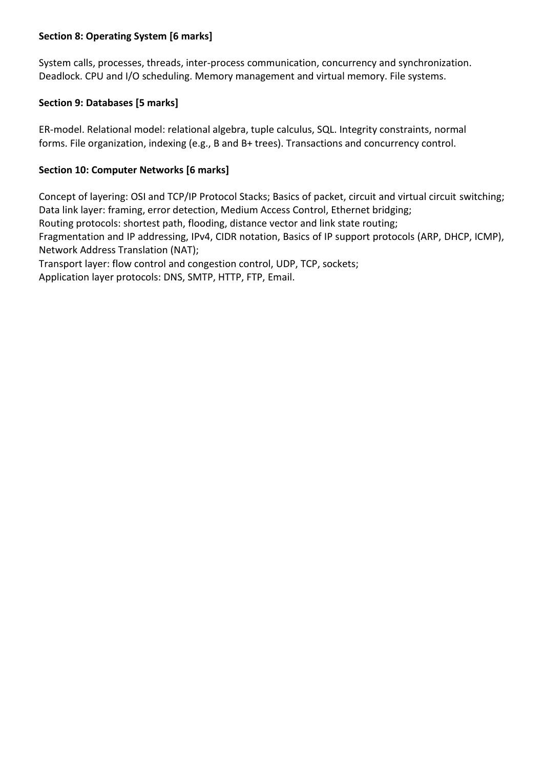**Section 8: Operating System [6 marks]**

System calls, processes, threads, inter-process communication, concurrency and synchronization. Deadlock. CPU and I/O scheduling. Memory management and virtual memory. File systems.

**Section 9: Databases [5 marks]**

ER-model. Relational model: relational algebra, tuple calculus, SQL. Integrity constraints, normal forms. File organization, indexing (e.g., B and B+ trees). Transactions and concurrency control.

**Section 10: Computer Networks [6 marks]**

Concept of layering: OSI and TCP/IP Protocol Stacks; Basics of packet, circuit and virtual circuit switching;
Data link layer: framing, error detection, Medium Access Control, Ethernet bridging;
Routing protocols: shortest path, flooding, distance vector and link state routing;
Fragmentation and IP addressing, IPv4, CIDR notation, Basics of IP support protocols (ARP, DHCP, ICMP), Network Address Translation (NAT);
Transport layer: flow control and congestion control, UDP, TCP, sockets;
Application layer protocols: DNS, SMTP, HTTP, FTP, Email.